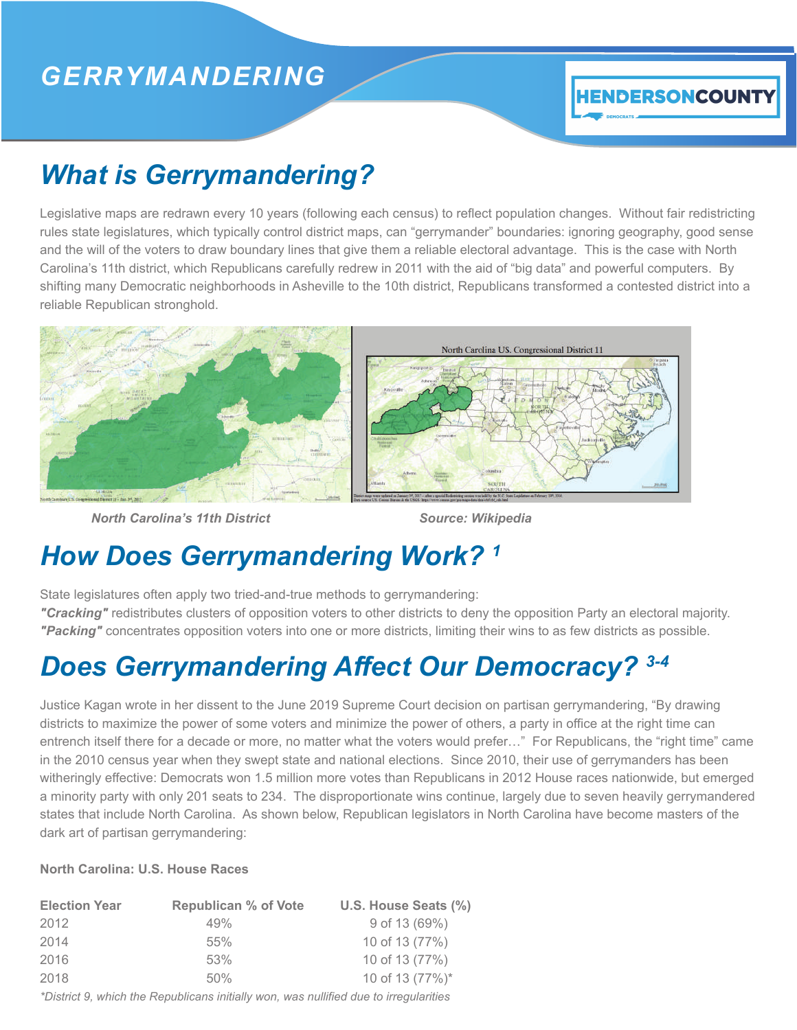# GERRYMANDERING

HENDERSONCOUNTY DEMOCRATS

## What is Gerrymandering?

Legislative maps are redrawn every 10 years (following each census) to reflect population changes. Without fair redistricting rules state legislatures, which typically control district maps, can "gerrymander" boundaries: ignoring geography, good sense and the will of the voters to draw boundary lines that give them a reliable electoral advantage. This is the case with North Carolina's 11th district, which Republicans carefully redrew in 2011 with the aid of "big data" and powerful computers. By shifting many Democratic neighborhoods in Asheville to the 10th district, Republicans transformed a contested district into a reliable Republican stronghold.

***North Carolina's 11th District*** ***Source: Wikipedia***

## How Does Gerrymandering Work? [1]

State legislatures often apply two tried-and-true methods to gerrymandering:
***"Cracking"*** redistributes clusters of opposition voters to other districts to deny the opposition Party an electoral majority.
***"Packing"*** concentrates opposition voters into one or more districts, limiting their wins to as few districts as possible.

## Does Gerrymandering Affect Our Democracy? [3-4]

Justice Kagan wrote in her dissent to the June 2019 Supreme Court decision on partisan gerrymandering, "By drawing districts to maximize the power of some voters and minimize the power of others, a party in office at the right time can entrench itself there for a decade or more, no matter what the voters would prefer…" For Republicans, the "right time" came in the 2010 census year when they swept state and national elections. Since 2010, their use of gerrymanders has been witheringly effective: Democrats won 1.5 million more votes than Republicans in 2012 House races nationwide, but emerged a minority party with only 201 seats to 234. The disproportionate wins continue, largely due to seven heavily gerrymandered states that include North Carolina. As shown below, Republican legislators in North Carolina have become masters of the dark art of partisan gerrymandering:

**North Carolina: U.S. House Races**

| Election Year | Republican % of Vote | U.S. House Seats (%) |
|---|---|---|
| 2012 | 49% | 9 of 13 (69%) |
| 2014 | 55% | 10 of 13 (77%) |
| 2016 | 53% | 10 of 13 (77%) |
| 2018 | 50% | 10 of 13 (77%)* |

*\*District 9, which the Republicans initially won, was nullified due to irregularities*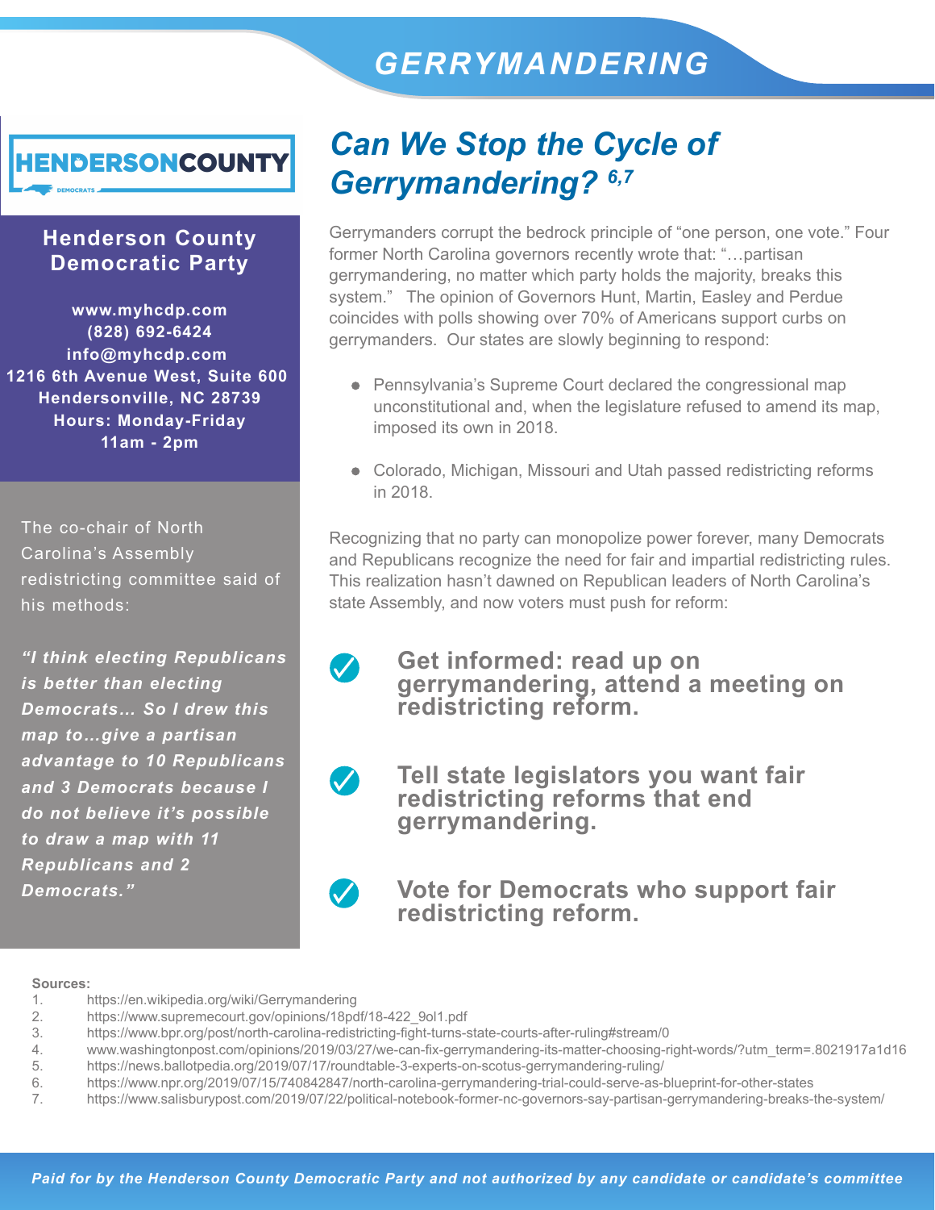# GERRYMANDERING

**HENDERSONCOUNTY**
DEMOCRATS

## Henderson County Democratic Party

**www.myhcdp.com**
**(828) 692-6424**
**info@myhcdp.com**
**1216 6th Avenue West, Suite 600**
**Hendersonville, NC 28739**
**Hours: Monday-Friday**
**11am - 2pm**

The co-chair of North Carolina's Assembly redistricting committee said of his methods:

***"I think electing Republicans is better than electing Democrats… So I drew this map to…give a partisan advantage to 10 Republicans and 3 Democrats because I do not believe it's possible to draw a map with 11 Republicans and 2 Democrats."***

## *Can We Stop the Cycle of Gerrymandering?* [6,7]

Gerrymanders corrupt the bedrock principle of "one person, one vote." Four former North Carolina governors recently wrote that: "…partisan gerrymandering, no matter which party holds the majority, breaks this system." The opinion of Governors Hunt, Martin, Easley and Perdue coincides with polls showing over 70% of Americans support curbs on gerrymanders. Our states are slowly beginning to respond:

- Pennsylvania's Supreme Court declared the congressional map unconstitutional and, when the legislature refused to amend its map, imposed its own in 2018.
- Colorado, Michigan, Missouri and Utah passed redistricting reforms in 2018.

Recognizing that no party can monopolize power forever, many Democrats and Republicans recognize the need for fair and impartial redistricting rules. This realization hasn't dawned on Republican leaders of North Carolina's state Assembly, and now voters must push for reform:

- ✓ **Get informed: read up on gerrymandering, attend a meeting on redistricting reform.**
- ✓ **Tell state legislators you want fair redistricting reforms that end gerrymandering.**
- ✓ **Vote for Democrats who support fair redistricting reform.**

**Sources:**

1. https://en.wikipedia.org/wiki/Gerrymandering
2. https://www.supremecourt.gov/opinions/18pdf/18-422_9ol1.pdf
3. https://www.bpr.org/post/north-carolina-redistricting-fight-turns-state-courts-after-ruling#stream/0
4. www.washingtonpost.com/opinions/2019/03/27/we-can-fix-gerrymandering-its-matter-choosing-right-words/?utm_term=.8021917a1d16
5. https://news.ballotpedia.org/2019/07/17/roundtable-3-experts-on-scotus-gerrymandering-ruling/
6. https://www.npr.org/2019/07/15/740842847/north-carolina-gerrymandering-trial-could-serve-as-blueprint-for-other-states
7. https://www.salisburypost.com/2019/07/22/political-notebook-former-nc-governors-say-partisan-gerrymandering-breaks-the-system/

***Paid for by the Henderson County Democratic Party and not authorized by any candidate or candidate's committee***